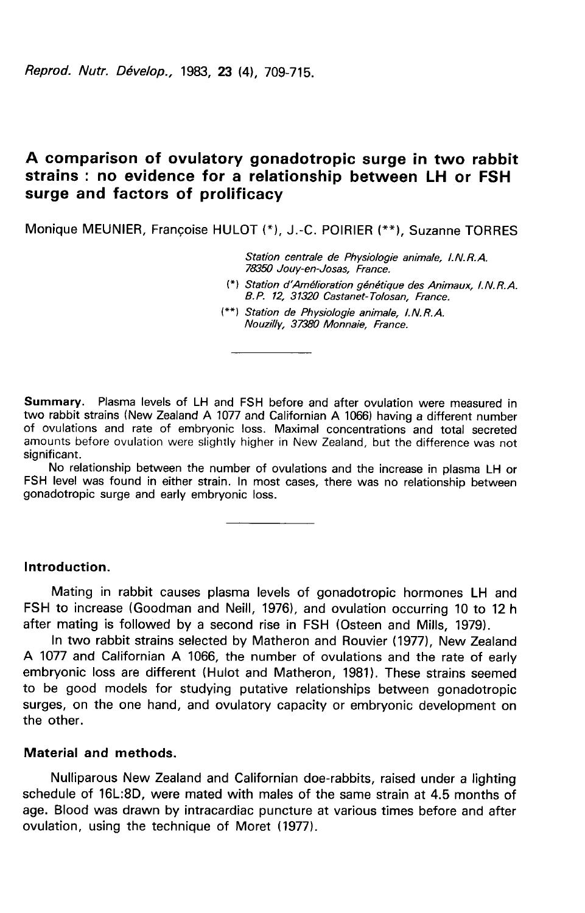# A comparison of ovulatory gonadotropic surge in two rabbit strains : no evidence for a relationship between LH or FSH surge and factors of prolificacy

Monique MEUNIER, Françoise HULOT (*), J.-C. POIRIER (**), Suzanne TORRES

*Station centrale de Physiologie animale, I.N.R.A. 78350 Jouy-en-Josas, France.*

(*) *Station d'Amélioration génétique des Animaux, I.N.R.A. B.P. 12, 31320 Castanet-Tolosan, France.*

(**) *Station de Physiologie animale, I.N.R.A. Nouzilly, 37380 Monnaie, France.*

---

**Summary.** Plasma levels of LH and FSH before and after ovulation were measured in two rabbit strains (New Zealand A 1077 and Californian A 1066) having a different number of ovulations and rate of embryonic loss. Maximal concentrations and total secreted amounts before ovulation were slightly higher in New Zealand, but the difference was not significant.

No relationship between the number of ovulations and the increase in plasma LH or FSH level was found in either strain. In most cases, there was no relationship between gonadotropic surge and early embryonic loss.

---

## Introduction.

Mating in rabbit causes plasma levels of gonadotropic hormones LH and FSH to increase (Goodman and Neill, 1976), and ovulation occurring 10 to 12 h after mating is followed by a second rise in FSH (Osteen and Mills, 1979).

In two rabbit strains selected by Matheron and Rouvier (1977), New Zealand A 1077 and Californian A 1066, the number of ovulations and the rate of early embryonic loss are different (Hulot and Matheron, 1981). These strains seemed to be good models for studying putative relationships between gonadotropic surges, on the one hand, and ovulatory capacity or embryonic development on the other.

## Material and methods.

Nulliparous New Zealand and Californian doe-rabbits, raised under a lighting schedule of 16L:8D, were mated with males of the same strain at 4.5 months of age. Blood was drawn by intracardiac puncture at various times before and after ovulation, using the technique of Moret (1977).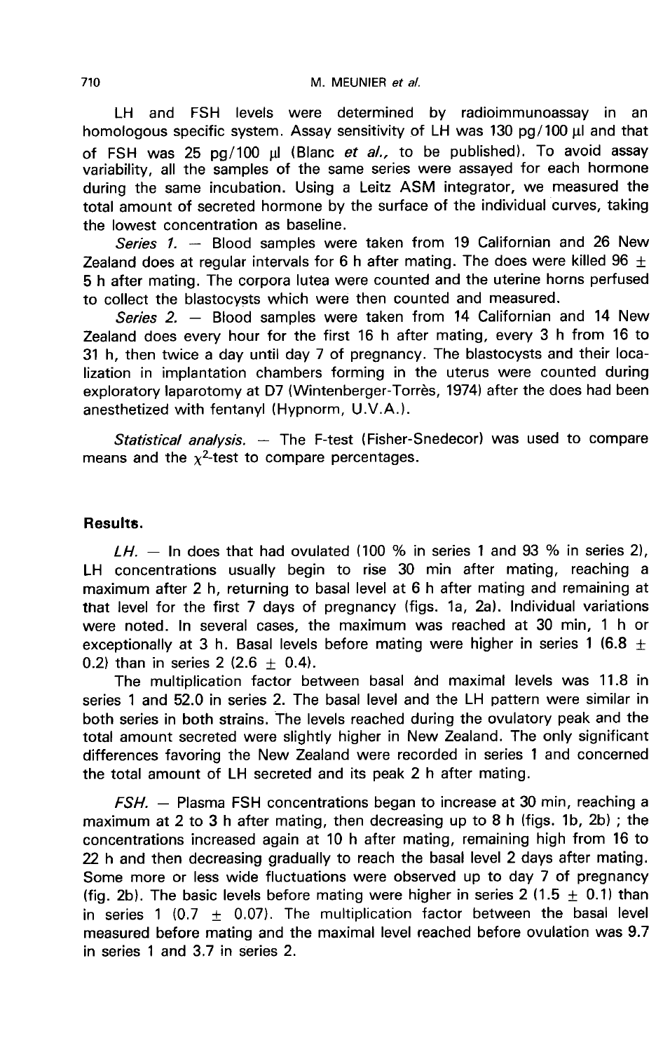LH and FSH levels were determined by radioimmunoassay in an homologous specific system. Assay sensitivity of LH was 130 pg/100 µl and that of FSH was 25 pg/100 µl (Blanc *et al.,* to be published). To avoid assay variability, all the samples of the same series were assayed for each hormone during the same incubation. Using a Leitz ASM integrator, we measured the total amount of secreted hormone by the surface of the individual curves, taking the lowest concentration as baseline.

*Series 1.* — Blood samples were taken from 19 Californian and 26 New Zealand does at regular intervals for 6 h after mating. The does were killed 96 ± 5 h after mating. The corpora lutea were counted and the uterine horns perfused to collect the blastocysts which were then counted and measured.

*Series 2.* — Blood samples were taken from 14 Californian and 14 New Zealand does every hour for the first 16 h after mating, every 3 h from 16 to 31 h, then twice a day until day 7 of pregnancy. The blastocysts and their localization in implantation chambers forming in the uterus were counted during exploratory laparotomy at D7 (Wintenberger-Torrès, 1974) after the does had been anesthetized with fentanyl (Hypnorm, U.V.A.).

*Statistical analysis.* — The F-test (Fisher-Snedecor) was used to compare means and the $\chi^2$-test to compare percentages.

## Results.

*LH.* — In does that had ovulated (100 % in series 1 and 93 % in series 2), LH concentrations usually begin to rise 30 min after mating, reaching a maximum after 2 h, returning to basal level at 6 h after mating and remaining at that level for the first 7 days of pregnancy (figs. 1a, 2a). Individual variations were noted. In several cases, the maximum was reached at 30 min, 1 h or exceptionally at 3 h. Basal levels before mating were higher in series 1 (6.8 ± 0.2) than in series 2 (2.6 ± 0.4).

The multiplication factor between basal ánd maximal levels was 11.8 in series 1 and 52.0 in series 2. The basal level and the LH pattern were similar in both series in both strains. The levels reached during the ovulatory peak and the total amount secreted were slightly higher in New Zealand. The only significant differences favoring the New Zealand were recorded in series 1 and concerned the total amount of LH secreted and its peak 2 h after mating.

*FSH.* — Plasma FSH concentrations began to increase at 30 min, reaching a maximum at 2 to 3 h after mating, then decreasing up to 8 h (figs. 1b, 2b) ; the concentrations increased again at 10 h after mating, remaining high from 16 to 22 h and then decreasing gradually to reach the basal level 2 days after mating. Some more or less wide fluctuations were observed up to day 7 of pregnancy (fig. 2b). The basic levels before mating were higher in series 2 (1.5 ± 0.1) than in series 1 (0.7 ± 0.07). The multiplication factor between the basal level measured before mating and the maximal level reached before ovulation was 9.7 in series 1 and 3.7 in series 2.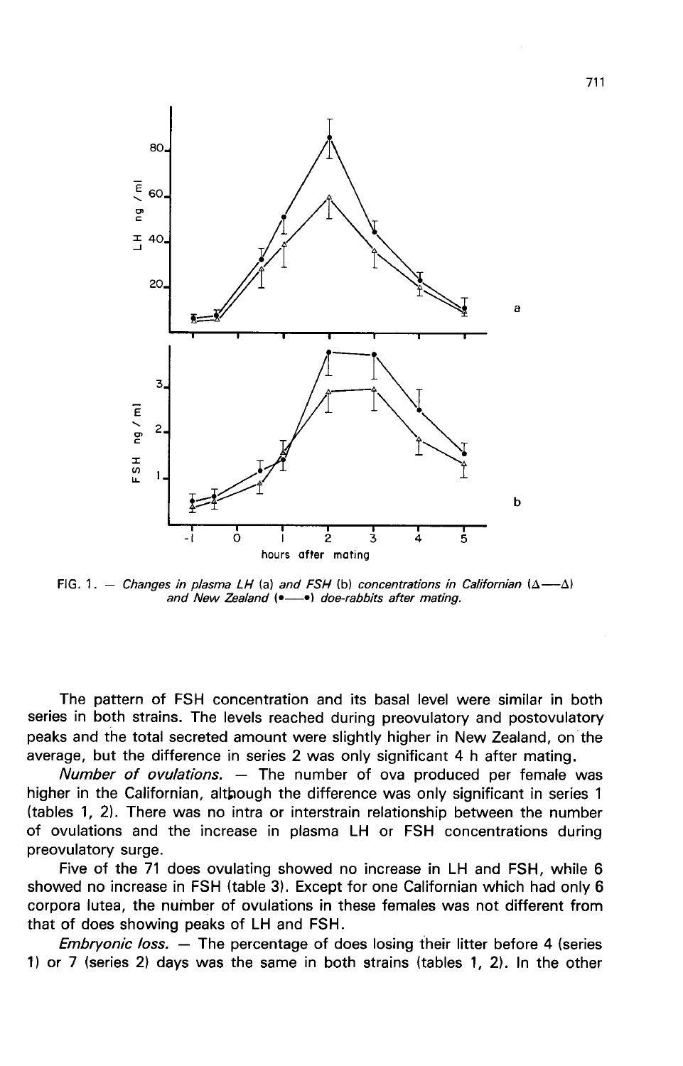FIG. 1. — *Changes in plasma LH (a) and FSH (b) concentrations in Californian (Δ—Δ) and New Zealand (•—•) doe-rabbits after mating.*

The pattern of FSH concentration and its basal level were similar in both series in both strains. The levels reached during preovulatory and postovulatory peaks and the total secreted amount were slightly higher in New Zealand, on the average, but the difference in series 2 was only significant 4 h after mating.

*Number of ovulations.* — The number of ova produced per female was higher in the Californian, although the difference was only significant in series 1 (tables 1, 2). There was no intra or interstrain relationship between the number of ovulations and the increase in plasma LH or FSH concentrations during preovulatory surge.

Five of the 71 does ovulating showed no increase in LH and FSH, while 6 showed no increase in FSH (table 3). Except for one Californian which had only 6 corpora lutea, the number of ovulations in these females was not different from that of does showing peaks of LH and FSH.

*Embryonic loss.* — The percentage of does losing their litter before 4 (series 1) or 7 (series 2) days was the same in both strains (tables 1, 2). In the other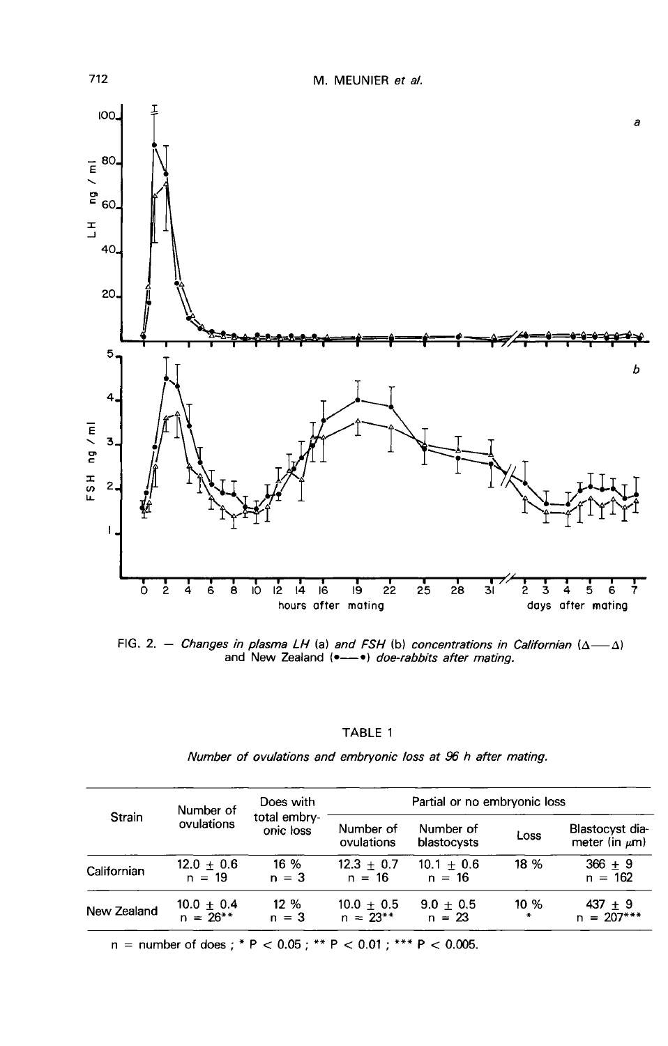FIG. 2. — *Changes in plasma LH (a) and FSH (b) concentrations in Californian (Δ—Δ) and New Zealand (•—•) doe-rabbits after mating.*

TABLE 1

*Number of ovulations and embryonic loss at 96 h after mating.*

| Strain | Number of ovulations | Does with total embryonic loss | Partial or no embryonic loss | | | |
|---|---|---|---|---|---|---|
| | | | Number of ovulations | Number of blastocysts | Loss | Blastocyst diameter (in $\mu$m) |
| Californian | $12.0 \pm 0.6$ n = 19 | 16 % n = 3 | $12.3 \pm 0.7$ n = 16 | $10.1 \pm 0.6$ n = 16 | 18 % | $366 \pm 9$ n = 162 |
| New Zealand | $10.0 \pm 0.4$ n = 26** | 12 % n = 3 | $10.0 \pm 0.5$ n = 23** | $9.0 \pm 0.5$ n = 23 | 10 % * | $437 \pm 9$ n = 207*** |

n = number of does ; * $P < 0.05$ ; ** $P < 0.01$ ; *** $P < 0.005$.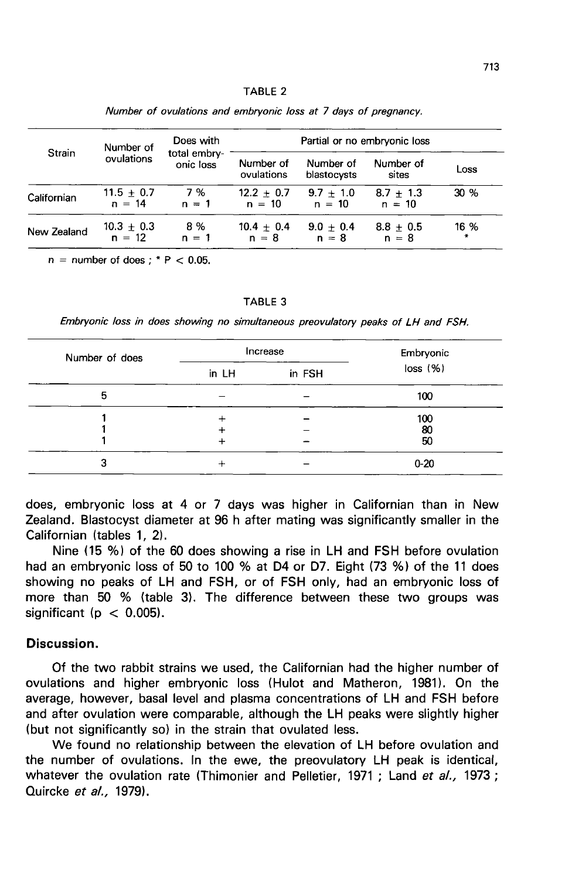TABLE 2

*Number of ovulations and embryonic loss at 7 days of pregnancy.*

| Strain | Number of ovulations | Does with total embryonic loss | Partial or no embryonic loss | | | |
|---|---|---|---|---|---|---|
| | | | Number of ovulations | Number of blastocysts | Number of sites | Loss |
| Californian | 11.5 ± 0.7<br>n = 14 | 7 %<br>n = 1 | 12.2 ± 0.7<br>n = 10 | 9.7 ± 1.0<br>n = 10 | 8.7 ± 1.3<br>n = 10 | 30 % |
| New Zealand | 10.3 ± 0.3<br>n = 12 | 8 %<br>n = 1 | 10.4 ± 0.4<br>n = 8 | 9.0 ± 0.4<br>n = 8 | 8.8 ± 0.5<br>n = 8 | 16 %<br>* |

n = number of does ; * $P < 0.05$.

TABLE 3

*Embryonic loss in does showing no simultaneous preovulatory peaks of LH and FSH.*

| Number of does | Increase | | Embryonic loss (%) |
|---|---|---|---|
| | in LH | in FSH | |
| 5 | – | – | 100 |
| 1 | + | – | 100 |
| 1 | + | – | 80 |
| 1 | + | – | 50 |
| 3 | + | – | 0-20 |

does, embryonic loss at 4 or 7 days was higher in Californian than in New Zealand. Blastocyst diameter at 96 h after mating was significantly smaller in the Californian (tables 1, 2).

Nine (15 %) of the 60 does showing a rise in LH and FSH before ovulation had an embryonic loss of 50 to 100 % at D4 or D7. Eight (73 %) of the 11 does showing no peaks of LH and FSH, or of FSH only, had an embryonic loss of more than 50 % (table 3). The difference between these two groups was significant ($p < 0.005$).

## Discussion.

Of the two rabbit strains we used, the Californian had the higher number of ovulations and higher embryonic loss (Hulot and Matheron, 1981). On the average, however, basal level and plasma concentrations of LH and FSH before and after ovulation were comparable, although the LH peaks were slightly higher (but not significantly so) in the strain that ovulated less.

We found no relationship between the elevation of LH before ovulation and the number of ovulations. In the ewe, the preovulatory LH peak is identical, whatever the ovulation rate (Thimonier and Pelletier, 1971 ; Land *et al.*, 1973 ; Quircke *et al.*, 1979).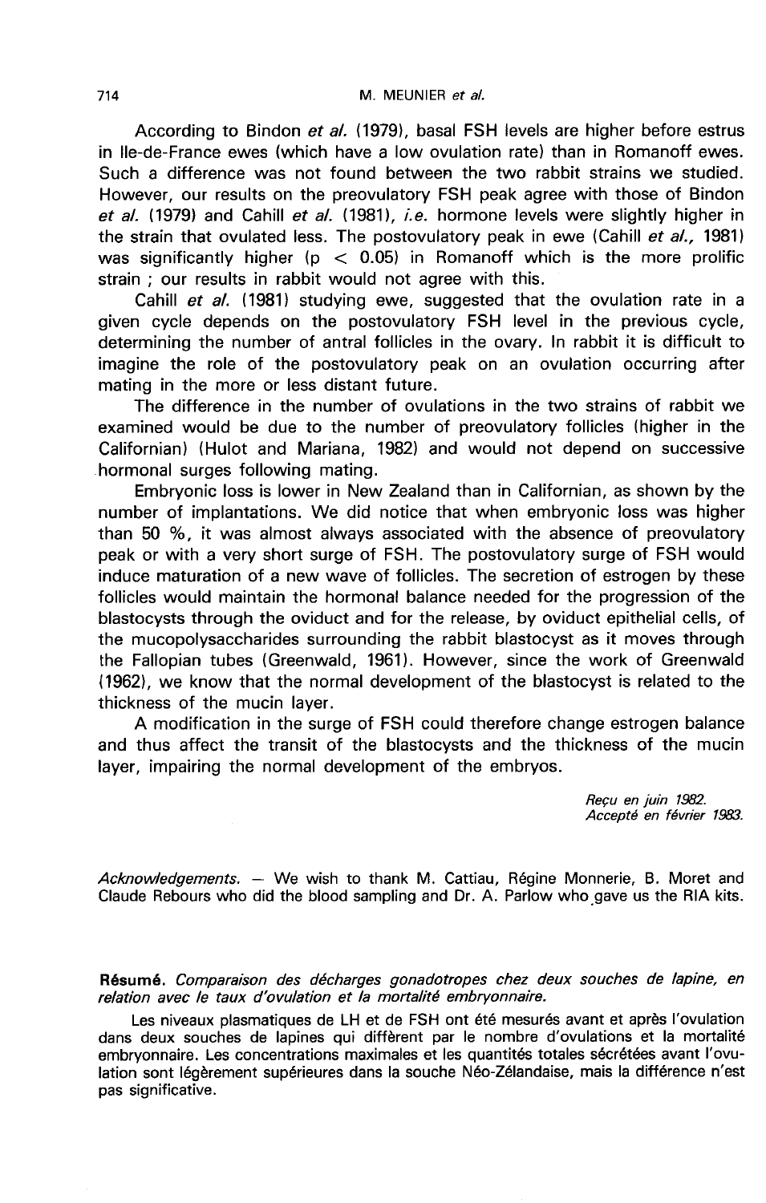According to Bindon *et al.* (1979), basal FSH levels are higher before estrus in Ile-de-France ewes (which have a low ovulation rate) than in Romanoff ewes. Such a difference was not found between the two rabbit strains we studied. However, our results on the preovulatory FSH peak agree with those of Bindon *et al.* (1979) and Cahill *et al.* (1981), *i.e.* hormone levels were slightly higher in the strain that ovulated less. The postovulatory peak in ewe (Cahill *et al.,* 1981) was significantly higher ($p < 0.05$) in Romanoff which is the more prolific strain ; our results in rabbit would not agree with this.

Cahill *et al.* (1981) studying ewe, suggested that the ovulation rate in a given cycle depends on the postovulatory FSH level in the previous cycle, determining the number of antral follicles in the ovary. In rabbit it is difficult to imagine the role of the postovulatory peak on an ovulation occurring after mating in the more or less distant future.

The difference in the number of ovulations in the two strains of rabbit we examined would be due to the number of preovulatory follicles (higher in the Californian) (Hulot and Mariana, 1982) and would not depend on successive hormonal surges following mating.

Embryonic loss is lower in New Zealand than in Californian, as shown by the number of implantations. We did notice that when embryonic loss was higher than 50 %, it was almost always associated with the absence of preovulatory peak or with a very short surge of FSH. The postovulatory surge of FSH would induce maturation of a new wave of follicles. The secretion of estrogen by these follicles would maintain the hormonal balance needed for the progression of the blastocysts through the oviduct and for the release, by oviduct epithelial cells, of the mucopolysaccharides surrounding the rabbit blastocyst as it moves through the Fallopian tubes (Greenwald, 1961). However, since the work of Greenwald (1962), we know that the normal development of the blastocyst is related to the thickness of the mucin layer.

A modification in the surge of FSH could therefore change estrogen balance and thus affect the transit of the blastocysts and the thickness of the mucin layer, impairing the normal development of the embryos.

*Reçu en juin 1982.*
*Accepté en février 1983.*

*Acknowledgements.* — We wish to thank M. Cattiau, Régine Monnerie, B. Moret and Claude Rebours who did the blood sampling and Dr. A. Parlow who gave us the RIA kits.

**Résumé.** *Comparaison des décharges gonadotropes chez deux souches de lapine, en relation avec le taux d'ovulation et la mortalité embryonnaire.*

Les niveaux plasmatiques de LH et de FSH ont été mesurés avant et après l'ovulation dans deux souches de lapines qui diffèrent par le nombre d'ovulations et la mortalité embryonnaire. Les concentrations maximales et les quantités totales sécrétées avant l'ovulation sont légèrement supérieures dans la souche Néo-Zélandaise, mais la différence n'est pas significative.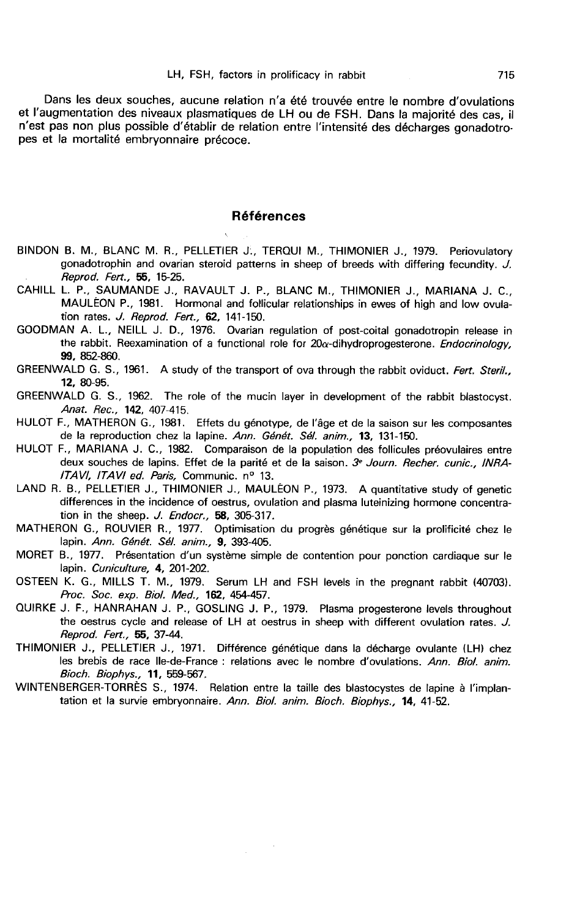Dans les deux souches, aucune relation n'a été trouvée entre le nombre d'ovulations et l'augmentation des niveaux plasmatiques de LH ou de FSH. Dans la majorité des cas, il n'est pas non plus possible d'établir de relation entre l'intensité des décharges gonadotropes et la mortalité embryonnaire précoce.

## Références

BINDON B. M., BLANC M. R., PELLETIER J., TERQUI M., THIMONIER J., 1979. Periovulatory gonadotrophin and ovarian steroid patterns in sheep of breeds with differing fecundity. *J. Reprod. Fert.*, **55**, 15-25.

CAHILL L. P., SAUMANDE J., RAVAULT J. P., BLANC M., THIMONIER J., MARIANA J. C., MAULÉON P., 1981. Hormonal and follicular relationships in ewes of high and low ovulation rates. *J. Reprod. Fert.*, **62**, 141-150.

GOODMAN A. L., NEILL J. D., 1976. Ovarian regulation of post-coital gonadotropin release in the rabbit. Reexamination of a functional role for 20α-dihydroprogesterone. *Endocrinology*, **99**, 852-860.

GREENWALD G. S., 1961. A study of the transport of ova through the rabbit oviduct. *Fert. Steril.*, **12**, 80-95.

GREENWALD G. S., 1962. The role of the mucin layer in development of the rabbit blastocyst. *Anat. Rec.*, **142**, 407-415.

HULOT F., MATHERON G., 1981. Effets du génotype, de l'âge et de la saison sur les composantes de la reproduction chez la lapine. *Ann. Génét. Sél. anim.*, **13**, 131-150.

HULOT F., MARIANA J. C., 1982. Comparaison de la population des follicules préovulaires entre deux souches de lapins. Effet de la parité et de la saison. *3e Journ. Recher. cunic., INRA-ITAVI, ITAVI ed. Paris,* Communic. n° 13.

LAND R. B., PELLETIER J., THIMONIER J., MAULÉON P., 1973. A quantitative study of genetic differences in the incidence of oestrus, ovulation and plasma luteinizing hormone concentration in the sheep. *J. Endocr.*, **58**, 305-317.

MATHERON G., ROUVIER R., 1977. Optimisation du progrès génétique sur la prolificité chez le lapin. *Ann. Génét. Sél. anim.*, **9**, 393-405.

MORET B., 1977. Présentation d'un système simple de contention pour ponction cardiaque sur le lapin. *Cuniculture*, **4**, 201-202.

OSTEEN K. G., MILLS T. M., 1979. Serum LH and FSH levels in the pregnant rabbit (40703). *Proc. Soc. exp. Biol. Med.*, **162**, 454-457.

QUIRKE J. F., HANRAHAN J. P., GOSLING J. P., 1979. Plasma progesterone levels throughout the oestrus cycle and release of LH at oestrus in sheep with different ovulation rates. *J. Reprod. Fert.*, **55**, 37-44.

THIMONIER J., PELLETIER J., 1971. Différence génétique dans la décharge ovulante (LH) chez les brebis de race Ile-de-France : relations avec le nombre d'ovulations. *Ann. Biol. anim. Bioch. Biophys.*, **11**, 559-567.

WINTENBERGER-TORRÈS S., 1974. Relation entre la taille des blastocystes de lapine à l'implantation et la survie embryonnaire. *Ann. Biol. anim. Bioch. Biophys.*, **14**, 41-52.